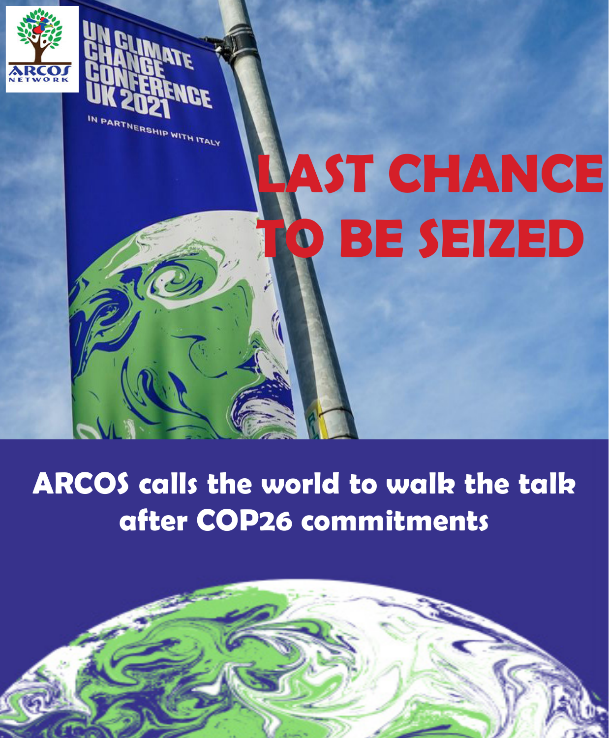# LAST CHANCE TO BE SEIZED

## ARCOS calls the world to walk the talk after COP26 commitments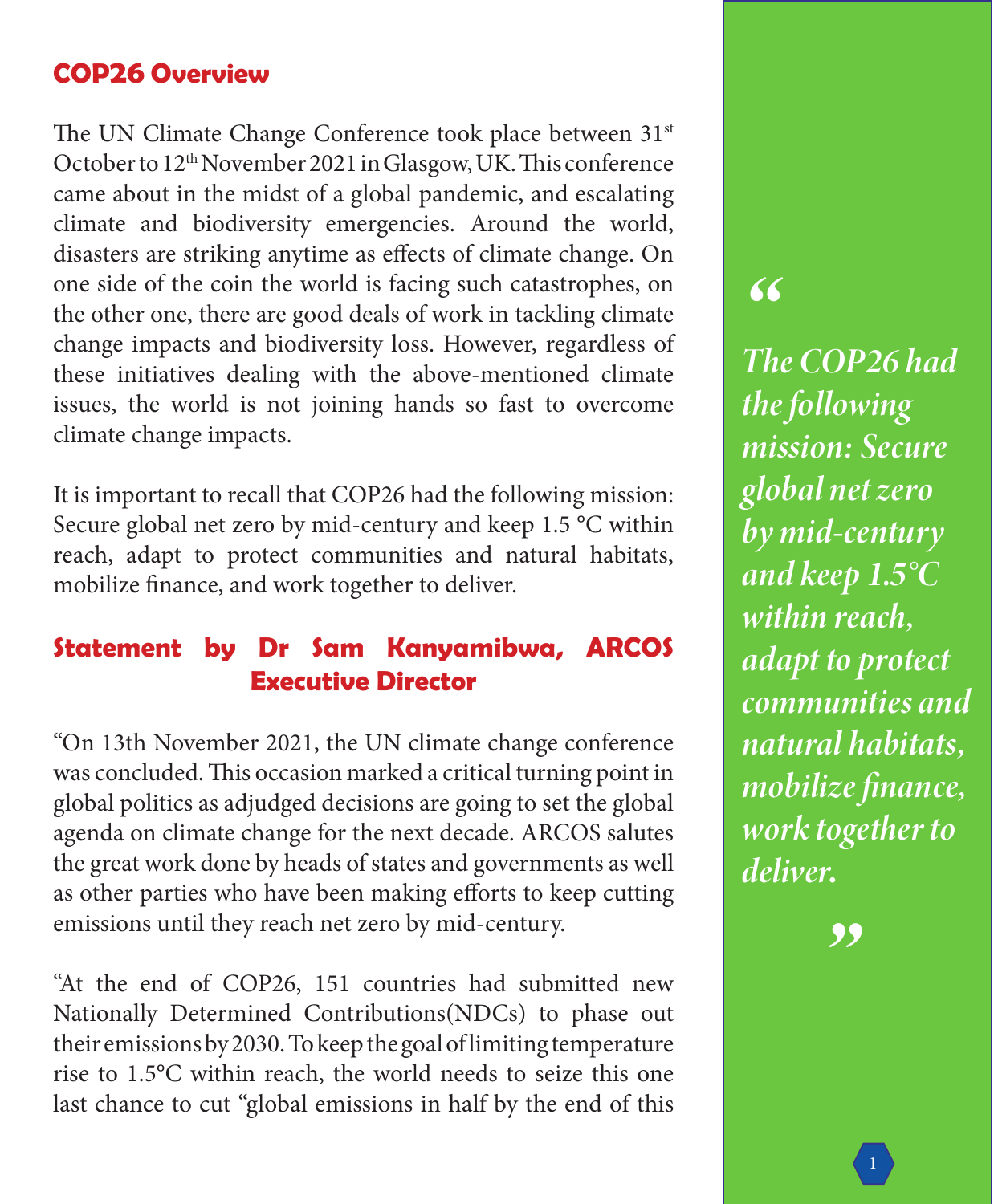## COP26 Overview

The UN Climate Change Conference took place between 31st October to 12th November 2021 in Glasgow, UK. This conference came about in the midst of a global pandemic, and escalating climate and biodiversity emergencies. Around the world, disasters are striking anytime as effects of climate change. On one side of the coin the world is facing such catastrophes, on the other one, there are good deals of work in tackling climate change impacts and biodiversity loss. However, regardless of these initiatives dealing with the above-mentioned climate issues, the world is not joining hands so fast to overcome climate change impacts.

It is important to recall that COP26 had the following mission: Secure global net zero by mid-century and keep 1.5 °C within reach, adapt to protect communities and natural habitats, mobilize finance, and work together to deliver.

> *"The COP26 had the following mission: Secure global net zero by mid-century and keep 1.5°C within reach, adapt to protect communities and natural habitats, mobilize finance, work together to deliver."*

## Statement by Dr Sam Kanyamibwa, ARCOS Executive Director

"On 13th November 2021, the UN climate change conference was concluded. This occasion marked a critical turning point in global politics as adjudged decisions are going to set the global agenda on climate change for the next decade. ARCOS salutes the great work done by heads of states and governments as well as other parties who have been making efforts to keep cutting emissions until they reach net zero by mid-century.

"At the end of COP26, 151 countries had submitted new Nationally Determined Contributions(NDCs) to phase out their emissions by 2030. To keep the goal of limiting temperature rise to 1.5°C within reach, the world needs to seize this one last chance to cut "global emissions in half by the end of this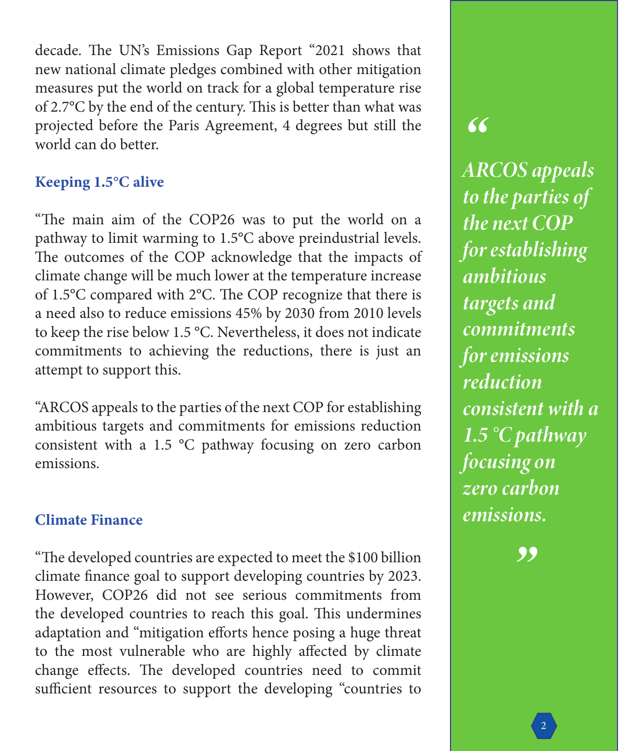decade. The UN's Emissions Gap Report "2021 shows that new national climate pledges combined with other mitigation measures put the world on track for a global temperature rise of 2.7°C by the end of the century. This is better than what was projected before the Paris Agreement, 4 degrees but still the world can do better.

## Keeping 1.5°C alive

"The main aim of the COP26 was to put the world on a pathway to limit warming to 1.5°C above preindustrial levels. The outcomes of the COP acknowledge that the impacts of climate change will be much lower at the temperature increase of 1.5°C compared with 2°C. The COP recognize that there is a need also to reduce emissions 45% by 2030 from 2010 levels to keep the rise below 1.5 °C. Nevertheless, it does not indicate commitments to achieving the reductions, there is just an attempt to support this.

"ARCOS appeals to the parties of the next COP for establishing ambitious targets and commitments for emissions reduction consistent with a 1.5 °C pathway focusing on zero carbon emissions.

## Climate Finance

"The developed countries are expected to meet the $100 billion climate finance goal to support developing countries by 2023. However, COP26 did not see serious commitments from the developed countries to reach this goal. This undermines adaptation and "mitigation efforts hence posing a huge threat to the most vulnerable who are highly affected by climate change effects. The developed countries need to commit sufficient resources to support the developing "countries to

> ***"ARCOS appeals to the parties of the next COP for establishing ambitious targets and commitments for emissions reduction consistent with a 1.5 °C pathway focusing on zero carbon emissions."***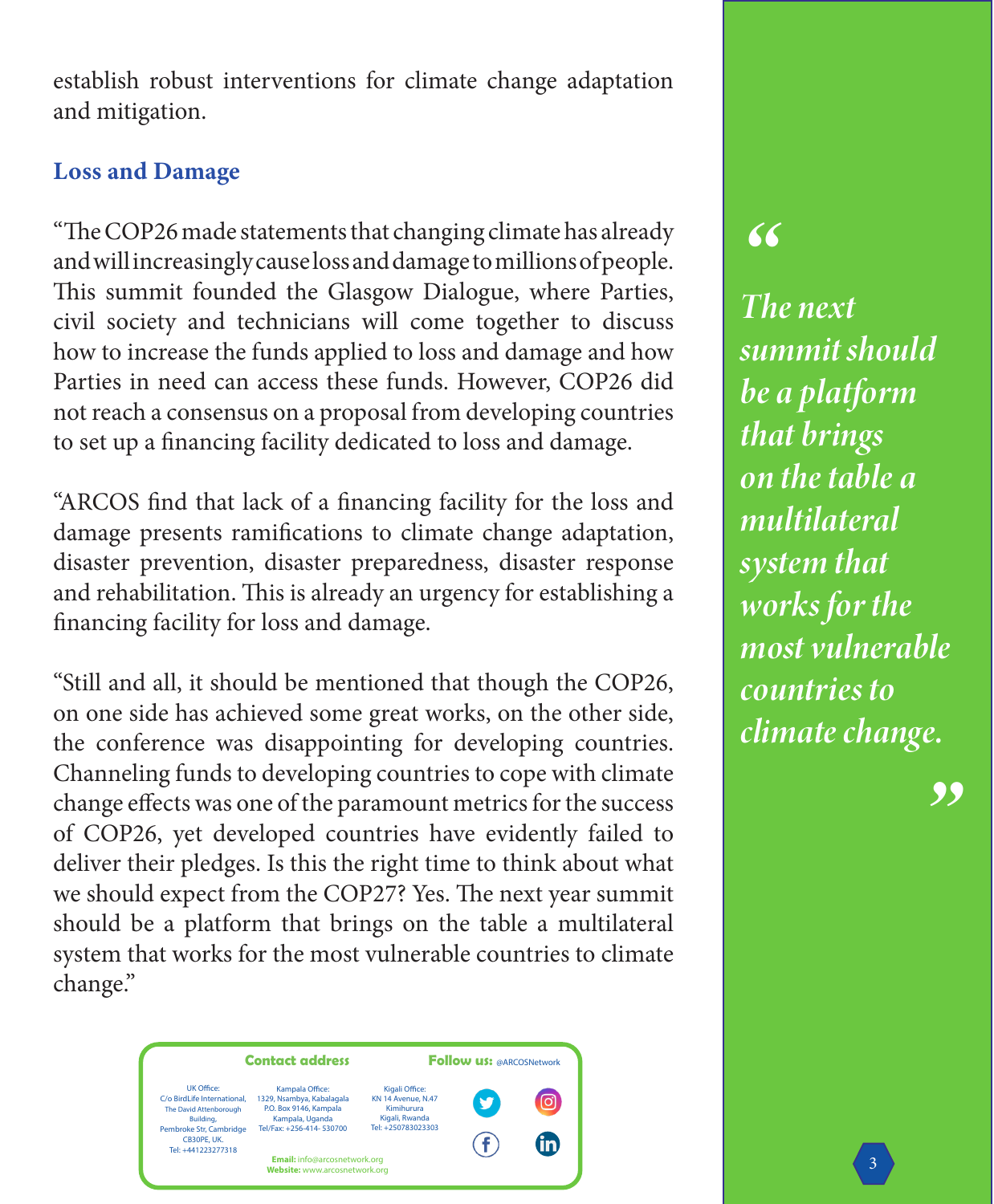establish robust interventions for climate change adaptation and mitigation.

## Loss and Damage

"The COP26 made statements that changing climate has already and will increasingly cause loss and damage to millions of people. This summit founded the Glasgow Dialogue, where Parties, civil society and technicians will come together to discuss how to increase the funds applied to loss and damage and how Parties in need can access these funds. However, COP26 did not reach a consensus on a proposal from developing countries to set up a financing facility dedicated to loss and damage.

"ARCOS find that lack of a financing facility for the loss and damage presents ramifications to climate change adaptation, disaster prevention, disaster preparedness, disaster response and rehabilitation. This is already an urgency for establishing a financing facility for loss and damage.

"Still and all, it should be mentioned that though the COP26, on one side has achieved some great works, on the other side, the conference was disappointing for developing countries. Channeling funds to developing countries to cope with climate change effects was one of the paramount metrics for the success of COP26, yet developed countries have evidently failed to deliver their pledges. Is this the right time to think about what we should expect from the COP27? Yes. The next year summit should be a platform that brings on the table a multilateral system that works for the most vulnerable countries to climate change."

> *"The next summit should be a platform that brings on the table a multilateral system that works for the most vulnerable countries to climate change."*

**Contact address**

UK Office:
C/o BirdLife International,
The David Attenborough Building,
Pembroke Str, Cambridge
CB30PE, UK.
Tel: +441223277318

Kampala Office:
1329, Nsambya, Kabalagala
P.O. Box 9146, Kampala
Kampala, Uganda
Tel/Fax: +256-414- 530700

Kigali Office:
KN 14 Avenue, N.47
Kimihurura
Kigali, Rwanda
Tel: +250783023303

**Email:** info@arcosnetwork.org
**Website:** www.arcosnetwork.org

**Follow us:** @ARCOSNetwork